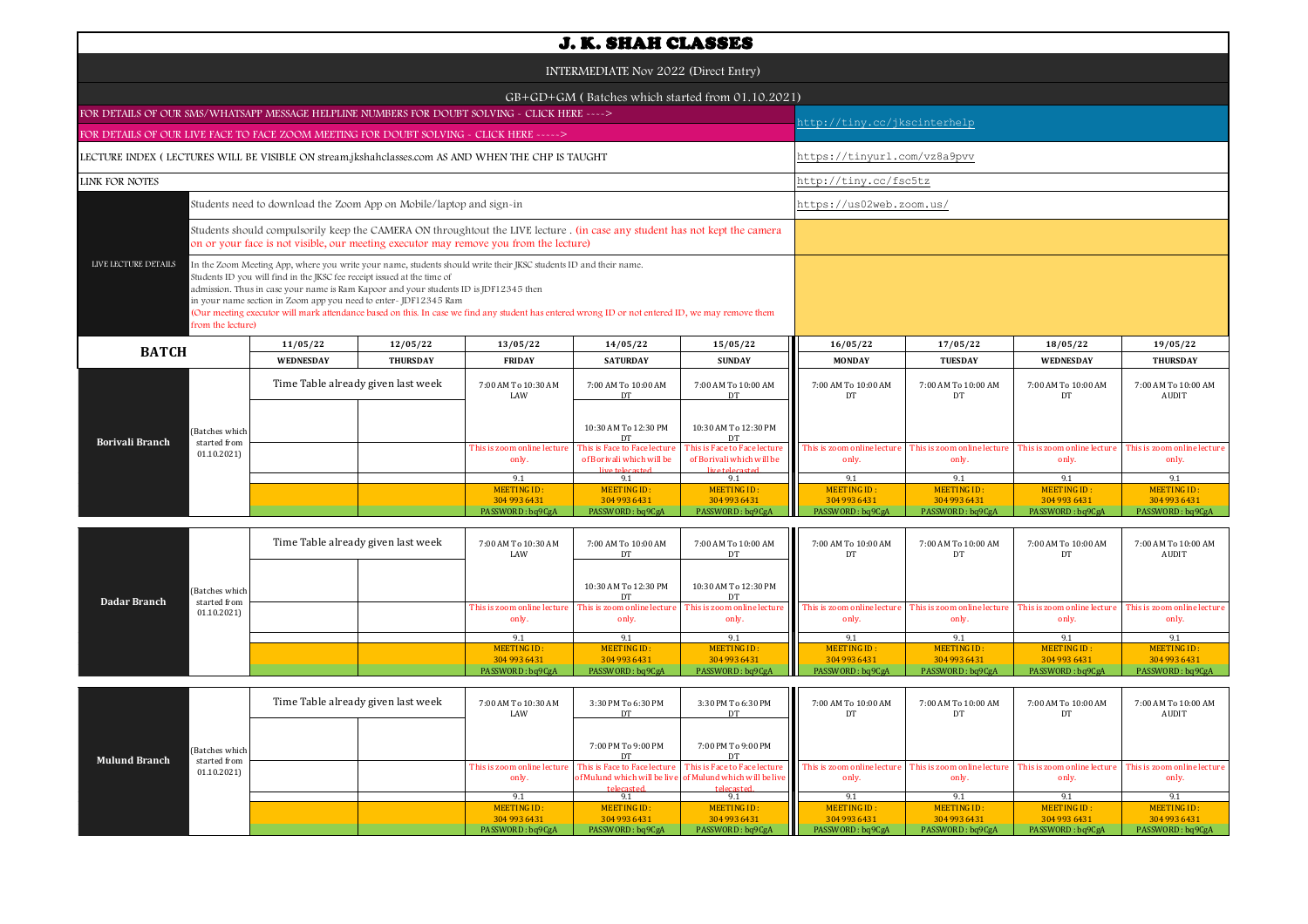# J. K. SHAH CLASSES

## INTERMEDIATE Nov 2022 (Direct Entry)

### GB+GD+GM ( Batches which started from 01.10.2021)

| | |
|---|---|
| FOR DETAILS OF OUR SMS/WHATSAPP MESSAGE HELPLINE NUMBERS FOR DOUBT SOLVING - CLICK HERE ----> | http://tiny.cc/jkscinterhelp |
| FOR DETAILS OF OUR LIVE FACE TO FACE ZOOM MEETING FOR DOUBT SOLVING - CLICK HERE -----> | |
| LECTURE INDEX ( LECTURES WILL BE VISIBLE ON stream.jkshahclasses.com AS AND WHEN THE CHP IS TAUGHT | https://tinyurl.com/vz8a9pvv |
| LINK FOR NOTES | http://tiny.cc/fsc5tz |

**LIVE LECTURE DETAILS**

- Students need to download the Zoom App on Mobile/laptop and sign-in — https://us02web.zoom.us/
- Students should compulsorily keep the CAMERA ON throughtout the LIVE lecture . (in case any student has not kept the camera on or your face is not visible, our meeting executor may remove you from the lecture)
- In the Zoom Meeting App, where you write your name, students should write their JKSC students ID and their name. Students ID you will find in the JKSC fee receipt issued at the time of admission. Thus in case your name is Ram Kapoor and your students ID is JDF12345 then in your name section in Zoom app you need to enter- JDF12345 Ram (Our meeting executor will mark attendance based on this. In case we find any student has entered wrong ID or not entered ID, we may remove them from the lecture)

| BATCH | | 11/05/22 | 12/05/22 | 13/05/22 | 14/05/22 | 15/05/22 | 16/05/22 | 17/05/22 | 18/05/22 | 19/05/22 |
|---|---|---|---|---|---|---|---|---|---|---|
| | | WEDNESDAY | THURSDAY | FRIDAY | SATURDAY | SUNDAY | MONDAY | TUESDAY | WEDNESDAY | THURSDAY |
| Borivali Branch | (Batches which started from 01.10.2021) | Time Table already given last week | | 7:00 AM To 10:30 AM LAW | 7:00 AM To 10:00 AM DT | 7:00 AM To 10:00 AM DT | 7:00 AM To 10:00 AM DT | 7:00 AM To 10:00 AM DT | 7:00 AM To 10:00 AM DT | 7:00 AM To 10:00 AM AUDIT |
| | | | | | 10:30 AM To 12:30 PM DT | 10:30 AM To 12:30 PM DT | | | | |
| | | | | This is zoom online lecture only. | This is Face to Face lecture of Borivali which will be live telecasted. | This is Face to Face lecture of Borivali which will be live telecasted. | This is zoom online lecture only. | This is zoom online lecture only. | This is zoom online lecture only. | This is zoom online lecture only. |
| | | | | 9.1 | 9.1 | 9.1 | 9.1 | 9.1 | 9.1 | 9.1 |
| | | | | MEETING ID : 304 993 6431 | MEETING ID : 304 993 6431 | MEETING ID : 304 993 6431 | MEETING ID : 304 993 6431 | MEETING ID : 304 993 6431 | MEETING ID : 304 993 6431 | MEETING ID : 304 993 6431 |
| | | | | PASSWORD : bq9CgA | PASSWORD : bq9CgA | PASSWORD : bq9CgA | PASSWORD : bq9CgA | PASSWORD : bq9CgA | PASSWORD : bq9CgA | PASSWORD : bq9CgA |
| Dadar Branch | (Batches which started from 01.10.2021) | Time Table already given last week | | 7:00 AM To 10:30 AM LAW | 7:00 AM To 10:00 AM DT | 7:00 AM To 10:00 AM DT | 7:00 AM To 10:00 AM DT | 7:00 AM To 10:00 AM DT | 7:00 AM To 10:00 AM DT | 7:00 AM To 10:00 AM AUDIT |
| | | | | | 10:30 AM To 12:30 PM DT | 10:30 AM To 12:30 PM DT | | | | |
| | | | | This is zoom online lecture only. | This is zoom online lecture only. | This is zoom online lecture only. | This is zoom online lecture only. | This is zoom online lecture only. | This is zoom online lecture only. | This is zoom online lecture only. |
| | | | | 9.1 | 9.1 | 9.1 | 9.1 | 9.1 | 9.1 | 9.1 |
| | | | | MEETING ID : 304 993 6431 | MEETING ID : 304 993 6431 | MEETING ID : 304 993 6431 | MEETING ID : 304 993 6431 | MEETING ID : 304 993 6431 | MEETING ID : 304 993 6431 | MEETING ID : 304 993 6431 |
| | | | | PASSWORD : bq9CgA | PASSWORD : bq9CgA | PASSWORD : bq9CgA | PASSWORD : bq9CgA | PASSWORD : bq9CgA | PASSWORD : bq9CgA | PASSWORD : bq9CgA |
| Mulund Branch | (Batches which started from 01.10.2021) | Time Table already given last week | | 7:00 AM To 10:30 AM LAW | 3:30 PM To 6:30 PM DT | 3:30 PM To 6:30 PM DT | 7:00 AM To 10:00 AM DT | 7:00 AM To 10:00 AM DT | 7:00 AM To 10:00 AM DT | 7:00 AM To 10:00 AM AUDIT |
| | | | | | 7:00 PM To 9:00 PM DT | 7:00 PM To 9:00 PM DT | | | | |
| | | | | This is zoom online lecture only. | This is Face to Face lecture of Mulund which will be live telecasted. | This is Face to Face lecture of Mulund which will be live telecasted. | This is zoom online lecture only. | This is zoom online lecture only. | This is zoom online lecture only. | This is zoom online lecture only. |
| | | | | 9.1 | 9.1 | 9.1 | 9.1 | 9.1 | 9.1 | 9.1 |
| | | | | MEETING ID : 304 993 6431 | MEETING ID : 304 993 6431 | MEETING ID : 304 993 6431 | MEETING ID : 304 993 6431 | MEETING ID : 304 993 6431 | MEETING ID : 304 993 6431 | MEETING ID : 304 993 6431 |
| | | | | PASSWORD : bq9CgA | PASSWORD : bq9CgA | PASSWORD : bq9CgA | PASSWORD : bq9CgA | PASSWORD : bq9CgA | PASSWORD : bq9CgA | PASSWORD : bq9CgA |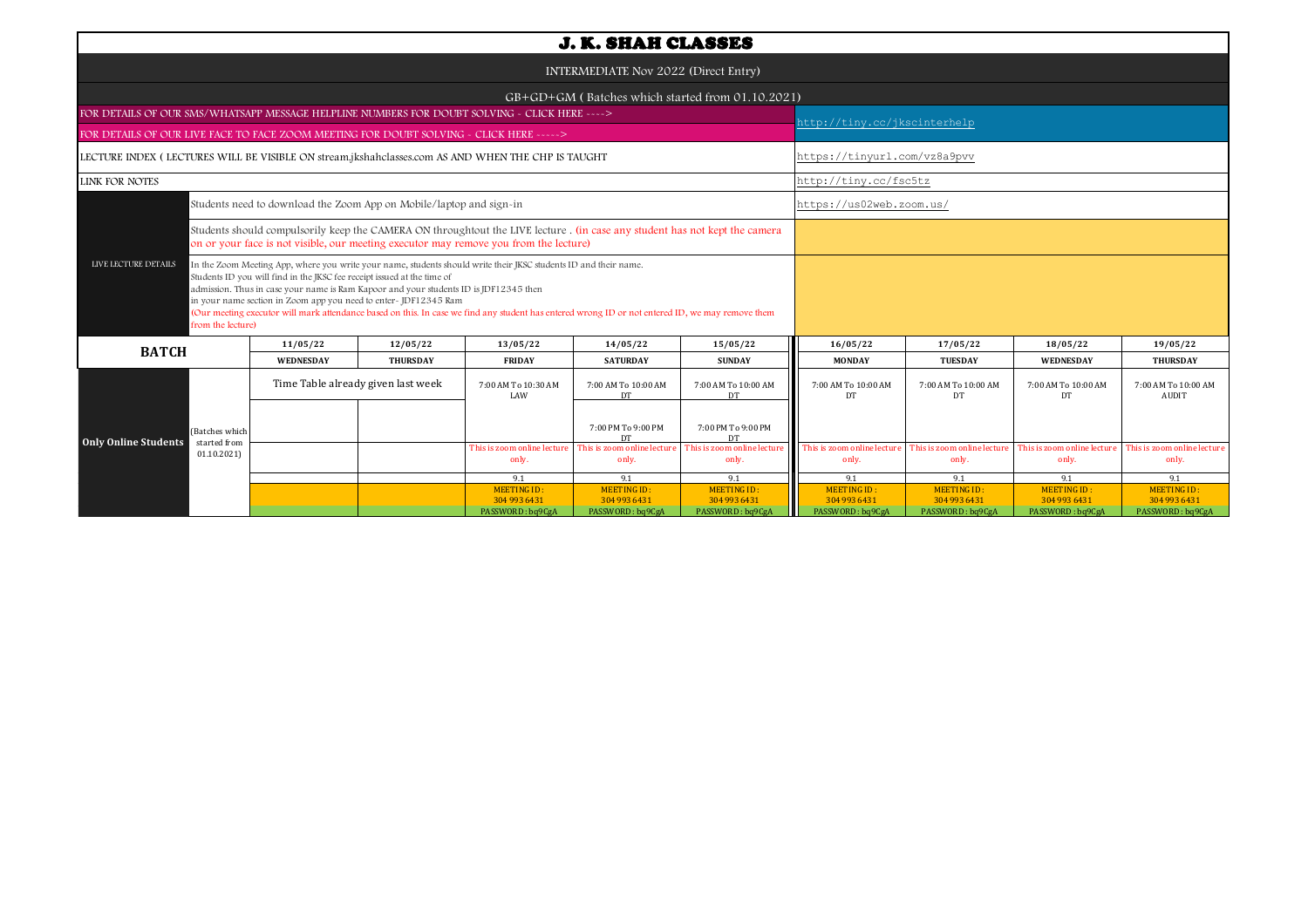# J. K. SHAH CLASSES

INTERMEDIATE Nov 2022 (Direct Entry)

GB+GD+GM ( Batches which started from 01.10.2021)

| | |
|---|---|
| FOR DETAILS OF OUR SMS/WHATSAPP MESSAGE HELPLINE NUMBERS FOR DOUBT SOLVING - CLICK HERE ----> | http://tiny.cc/jkscinterhelp |
| FOR DETAILS OF OUR LIVE FACE TO FACE ZOOM MEETING FOR DOUBT SOLVING - CLICK HERE -----> | |
| LECTURE INDEX ( LECTURES WILL BE VISIBLE ON stream.jkshahclasses.com AS AND WHEN THE CHP IS TAUGHT | https://tinyurl.com/vz8a9pvv |
| LINK FOR NOTES | http://tiny.cc/fsc5tz |

**LIVE LECTURE DETAILS**

Students need to download the Zoom App on Mobile/laptop and sign-in — https://us02web.zoom.us/

Students should compulsorily keep the CAMERA ON throughtout the LIVE lecture . (in case any student has not kept the camera on or your face is not visible, our meeting executor may remove you from the lecture)

In the Zoom Meeting App, where you write your name, students should write their JKSC students ID and their name. Students ID you will find in the JKSC fee receipt issued at the time of admission. Thus in case your name is Ram Kapoor and your students ID is JDF12345 then in your name section in Zoom app you need to enter- JDF12345 Ram (Our meeting executor will mark attendance based on this. In case we find any student has entered wrong ID or not entered ID, we may remove them from the lecture)

| BATCH | | 11/05/22 | 12/05/22 | 13/05/22 | 14/05/22 | 15/05/22 | 16/05/22 | 17/05/22 | 18/05/22 | 19/05/22 |
|---|---|---|---|---|---|---|---|---|---|---|
| | | WEDNESDAY | THURSDAY | FRIDAY | SATURDAY | SUNDAY | MONDAY | TUESDAY | WEDNESDAY | THURSDAY |
| Only Online Students | (Batches which started from 01.10.2021) | Time Table already given last week | | 7:00 AM To 10:30 AM LAW | 7:00 AM To 10:00 AM DT | 7:00 AM To 10:00 AM DT | 7:00 AM To 10:00 AM DT | 7:00 AM To 10:00 AM DT | 7:00 AM To 10:00 AM DT | 7:00 AM To 10:00 AM AUDIT |
| | | | | | 7:00 PM To 9:00 PM DT | 7:00 PM To 9:00 PM DT | | | | |
| | | | | This is zoom online lecture only. | This is zoom online lecture only. | This is zoom online lecture only. | This is zoom online lecture only. | This is zoom online lecture only. | This is zoom online lecture only. | This is zoom online lecture only. |
| | | | | 9.1 | 9.1 | 9.1 | 9.1 | 9.1 | 9.1 | 9.1 |
| | | | | MEETING ID : 304 993 6431 | MEETING ID : 304 993 6431 | MEETING ID : 304 993 6431 | MEETING ID : 304 993 6431 | MEETING ID : 304 993 6431 | MEETING ID : 304 993 6431 | MEETING ID : 304 993 6431 |
| | | | | PASSWORD : bq9CgA | PASSWORD : bq9CgA | PASSWORD : bq9CgA | PASSWORD : bq9CgA | PASSWORD : bq9CgA | PASSWORD : bq9CgA | PASSWORD : bq9CgA |